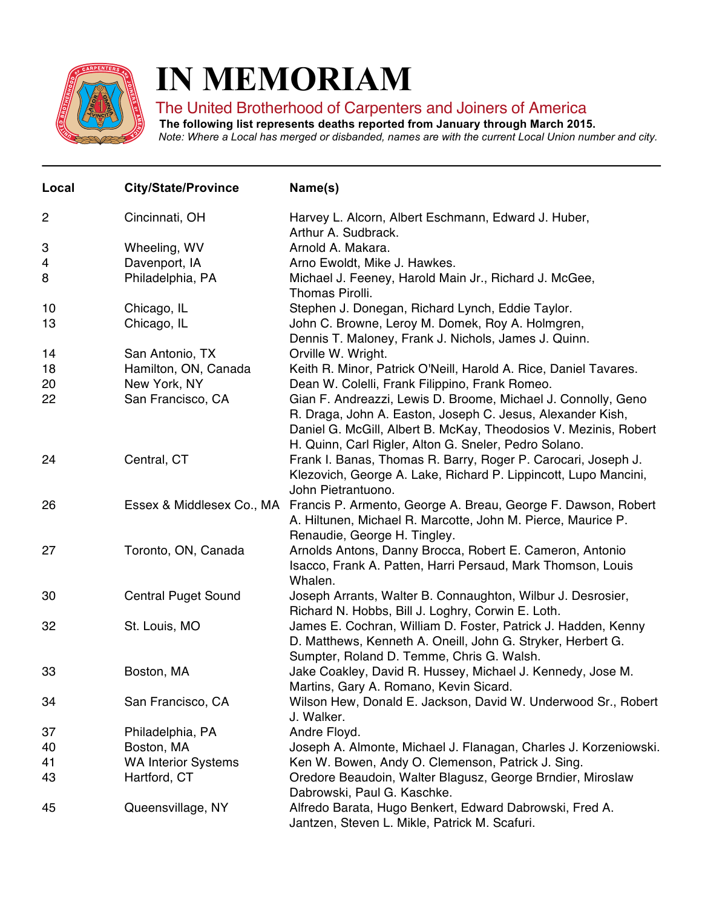# IN MEMORIAM

## The United Brotherhood of Carpenters and Joiners of America

**The following list represents deaths reported from January through March 2015.**

*Note: Where a Local has merged or disbanded, names are with the current Local Union number and city.*

| Local | City/State/Province | Name(s) |
|---|---|---|
| 2 | Cincinnati, OH | Harvey L. Alcorn, Albert Eschmann, Edward J. Huber, Arthur A. Sudbrack. |
| 3 | Wheeling, WV | Arnold A. Makara. |
| 4 | Davenport, IA | Arno Ewoldt, Mike J. Hawkes. |
| 8 | Philadelphia, PA | Michael J. Feeney, Harold Main Jr., Richard J. McGee, Thomas Pirolli. |
| 10 | Chicago, IL | Stephen J. Donegan, Richard Lynch, Eddie Taylor. |
| 13 | Chicago, IL | John C. Browne, Leroy M. Domek, Roy A. Holmgren, Dennis T. Maloney, Frank J. Nichols, James J. Quinn. |
| 14 | San Antonio, TX | Orville W. Wright. |
| 18 | Hamilton, ON, Canada | Keith R. Minor, Patrick O'Neill, Harold A. Rice, Daniel Tavares. |
| 20 | New York, NY | Dean W. Colelli, Frank Filippino, Frank Romeo. |
| 22 | San Francisco, CA | Gian F. Andreazzi, Lewis D. Broome, Michael J. Connolly, Geno R. Draga, John A. Easton, Joseph C. Jesus, Alexander Kish, Daniel G. McGill, Albert B. McKay, Theodosios V. Mezinis, Robert H. Quinn, Carl Rigler, Alton G. Sneler, Pedro Solano. |
| 24 | Central, CT | Frank I. Banas, Thomas R. Barry, Roger P. Carocari, Joseph J. Klezovich, George A. Lake, Richard P. Lippincott, Lupo Mancini, John Pietrantuono. |
| 26 | Essex & Middlesex Co., MA | Francis P. Armento, George A. Breau, George F. Dawson, Robert A. Hiltunen, Michael R. Marcotte, John M. Pierce, Maurice P. Renaudie, George H. Tingley. |
| 27 | Toronto, ON, Canada | Arnolds Antons, Danny Brocca, Robert E. Cameron, Antonio Isacco, Frank A. Patten, Harri Persaud, Mark Thomson, Louis Whalen. |
| 30 | Central Puget Sound | Joseph Arrants, Walter B. Connaughton, Wilbur J. Desrosier, Richard N. Hobbs, Bill J. Loghry, Corwin E. Loth. |
| 32 | St. Louis, MO | James E. Cochran, William D. Foster, Patrick J. Hadden, Kenny D. Matthews, Kenneth A. Oneill, John G. Stryker, Herbert G. Sumpter, Roland D. Temme, Chris G. Walsh. |
| 33 | Boston, MA | Jake Coakley, David R. Hussey, Michael J. Kennedy, Jose M. Martins, Gary A. Romano, Kevin Sicard. |
| 34 | San Francisco, CA | Wilson Hew, Donald E. Jackson, David W. Underwood Sr., Robert J. Walker. |
| 37 | Philadelphia, PA | Andre Floyd. |
| 40 | Boston, MA | Joseph A. Almonte, Michael J. Flanagan, Charles J. Korzeniowski. |
| 41 | WA Interior Systems | Ken W. Bowen, Andy O. Clemenson, Patrick J. Sing. |
| 43 | Hartford, CT | Oredore Beaudoin, Walter Blagusz, George Brndier, Miroslaw Dabrowski, Paul G. Kaschke. |
| 45 | Queensvillage, NY | Alfredo Barata, Hugo Benkert, Edward Dabrowski, Fred A. Jantzen, Steven L. Mikle, Patrick M. Scafuri. |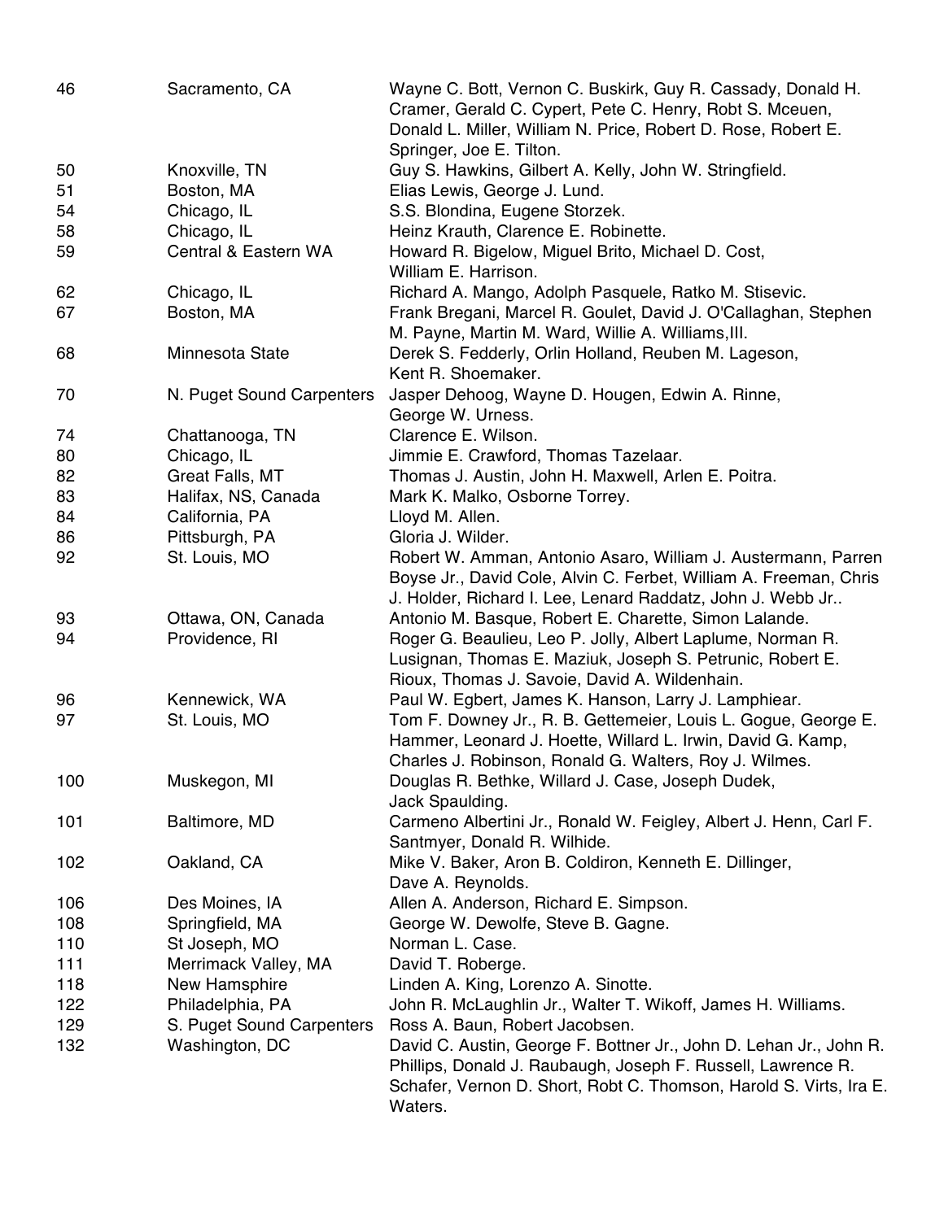| | | |
|---|---|---|
| 46 | Sacramento, CA | Wayne C. Bott, Vernon C. Buskirk, Guy R. Cassady, Donald H. Cramer, Gerald C. Cypert, Pete C. Henry, Robt S. Mceuen, Donald L. Miller, William N. Price, Robert D. Rose, Robert E. Springer, Joe E. Tilton. |
| 50 | Knoxville, TN | Guy S. Hawkins, Gilbert A. Kelly, John W. Stringfield. |
| 51 | Boston, MA | Elias Lewis, George J. Lund. |
| 54 | Chicago, IL | S.S. Blondina, Eugene Storzek. |
| 58 | Chicago, IL | Heinz Krauth, Clarence E. Robinette. |
| 59 | Central & Eastern WA | Howard R. Bigelow, Miguel Brito, Michael D. Cost, William E. Harrison. |
| 62 | Chicago, IL | Richard A. Mango, Adolph Pasquele, Ratko M. Stisevic. |
| 67 | Boston, MA | Frank Bregani, Marcel R. Goulet, David J. O'Callaghan, Stephen M. Payne, Martin M. Ward, Willie A. Williams,III. |
| 68 | Minnesota State | Derek S. Fedderly, Orlin Holland, Reuben M. Lageson, Kent R. Shoemaker. |
| 70 | N. Puget Sound Carpenters | Jasper Dehoog, Wayne D. Hougen, Edwin A. Rinne, George W. Urness. |
| 74 | Chattanooga, TN | Clarence E. Wilson. |
| 80 | Chicago, IL | Jimmie E. Crawford, Thomas Tazelaar. |
| 82 | Great Falls, MT | Thomas J. Austin, John H. Maxwell, Arlen E. Poitra. |
| 83 | Halifax, NS, Canada | Mark K. Malko, Osborne Torrey. |
| 84 | California, PA | Lloyd M. Allen. |
| 86 | Pittsburgh, PA | Gloria J. Wilder. |
| 92 | St. Louis, MO | Robert W. Amman, Antonio Asaro, William J. Austermann, Parren Boyse Jr., David Cole, Alvin C. Ferbet, William A. Freeman, Chris J. Holder, Richard I. Lee, Lenard Raddatz, John J. Webb Jr.. |
| 93 | Ottawa, ON, Canada | Antonio M. Basque, Robert E. Charette, Simon Lalande. |
| 94 | Providence, RI | Roger G. Beaulieu, Leo P. Jolly, Albert Laplume, Norman R. Lusignan, Thomas E. Maziuk, Joseph S. Petrunic, Robert E. Rioux, Thomas J. Savoie, David A. Wildenhain. |
| 96 | Kennewick, WA | Paul W. Egbert, James K. Hanson, Larry J. Lamphiear. |
| 97 | St. Louis, MO | Tom F. Downey Jr., R. B. Gettemeier, Louis L. Gogue, George E. Hammer, Leonard J. Hoette, Willard L. Irwin, David G. Kamp, Charles J. Robinson, Ronald G. Walters, Roy J. Wilmes. |
| 100 | Muskegon, MI | Douglas R. Bethke, Willard J. Case, Joseph Dudek, Jack Spaulding. |
| 101 | Baltimore, MD | Carmeno Albertini Jr., Ronald W. Feigley, Albert J. Henn, Carl F. Santmyer, Donald R. Wilhide. |
| 102 | Oakland, CA | Mike V. Baker, Aron B. Coldiron, Kenneth E. Dillinger, Dave A. Reynolds. |
| 106 | Des Moines, IA | Allen A. Anderson, Richard E. Simpson. |
| 108 | Springfield, MA | George W. Dewolfe, Steve B. Gagne. |
| 110 | St Joseph, MO | Norman L. Case. |
| 111 | Merrimack Valley, MA | David T. Roberge. |
| 118 | New Hampshire | Linden A. King, Lorenzo A. Sinotte. |
| 122 | Philadelphia, PA | John R. McLaughlin Jr., Walter T. Wikoff, James H. Williams. |
| 129 | S. Puget Sound Carpenters | Ross A. Baun, Robert Jacobsen. |
| 132 | Washington, DC | David C. Austin, George F. Bottner Jr., John D. Lehan Jr., John R. Phillips, Donald J. Raubaugh, Joseph F. Russell, Lawrence R. Schafer, Vernon D. Short, Robt C. Thomson, Harold S. Virts, Ira E. Waters. |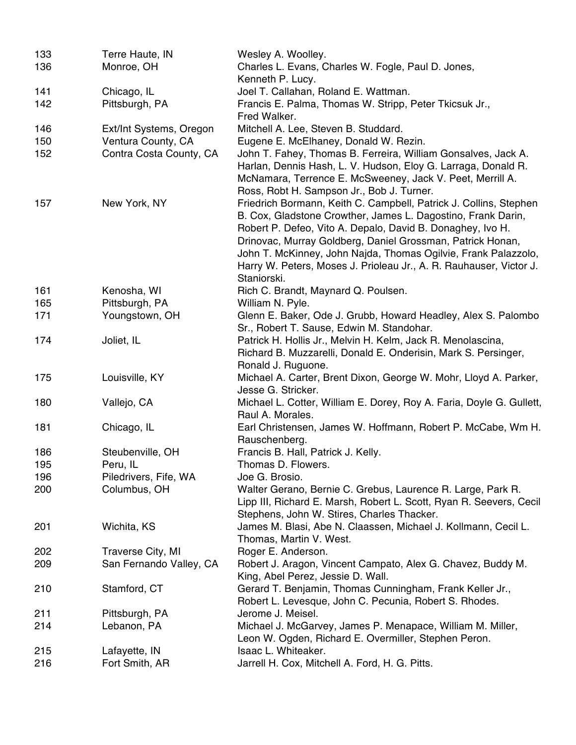| | | |
|---|---|---|
| 133 | Terre Haute, IN | Wesley A. Woolley. |
| 136 | Monroe, OH | Charles L. Evans, Charles W. Fogle, Paul D. Jones, Kenneth P. Lucy. |
| 141 | Chicago, IL | Joel T. Callahan, Roland E. Wattman. |
| 142 | Pittsburgh, PA | Francis E. Palma, Thomas W. Stripp, Peter Tkicsuk Jr., Fred Walker. |
| 146 | Ext/Int Systems, Oregon | Mitchell A. Lee, Steven B. Studdard. |
| 150 | Ventura County, CA | Eugene E. McElhaney, Donald W. Rezin. |
| 152 | Contra Costa County, CA | John T. Fahey, Thomas B. Ferreira, William Gonsalves, Jack A. Harlan, Dennis Hash, L. V. Hudson, Eloy G. Larraga, Donald R. McNamara, Terrence E. McSweeney, Jack V. Peet, Merrill A. Ross, Robt H. Sampson Jr., Bob J. Turner. |
| 157 | New York, NY | Friedrich Bormann, Keith C. Campbell, Patrick J. Collins, Stephen B. Cox, Gladstone Crowther, James L. Dagostino, Frank Darin, Robert P. Defeo, Vito A. Depalo, David B. Donaghey, Ivo H. Drinovac, Murray Goldberg, Daniel Grossman, Patrick Honan, John T. McKinney, John Najda, Thomas Ogilvie, Frank Palazzolo, Harry W. Peters, Moses J. Prioleau Jr., A. R. Rauhauser, Victor J. Staniorski. |
| 161 | Kenosha, WI | Rich C. Brandt, Maynard Q. Poulsen. |
| 165 | Pittsburgh, PA | William N. Pyle. |
| 171 | Youngstown, OH | Glenn E. Baker, Ode J. Grubb, Howard Headley, Alex S. Palombo Sr., Robert T. Sause, Edwin M. Standohar. |
| 174 | Joliet, IL | Patrick H. Hollis Jr., Melvin H. Kelm, Jack R. Menolascina, Richard B. Muzzarelli, Donald E. Onderisin, Mark S. Persinger, Ronald J. Ruguone. |
| 175 | Louisville, KY | Michael A. Carter, Brent Dixon, George W. Mohr, Lloyd A. Parker, Jesse G. Stricker. |
| 180 | Vallejo, CA | Michael L. Cotter, William E. Dorey, Roy A. Faria, Doyle G. Gullett, Raul A. Morales. |
| 181 | Chicago, IL | Earl Christensen, James W. Hoffmann, Robert P. McCabe, Wm H. Rauschenberg. |
| 186 | Steubenville, OH | Francis B. Hall, Patrick J. Kelly. |
| 195 | Peru, IL | Thomas D. Flowers. |
| 196 | Piledrivers, Fife, WA | Joe G. Brosio. |
| 200 | Columbus, OH | Walter Gerano, Bernie C. Grebus, Laurence R. Large, Park R. Lipp III, Richard E. Marsh, Robert L. Scott, Ryan R. Seevers, Cecil Stephens, John W. Stires, Charles Thacker. |
| 201 | Wichita, KS | James M. Blasi, Abe N. Claassen, Michael J. Kollmann, Cecil L. Thomas, Martin V. West. |
| 202 | Traverse City, MI | Roger E. Anderson. |
| 209 | San Fernando Valley, CA | Robert J. Aragon, Vincent Campato, Alex G. Chavez, Buddy M. King, Abel Perez, Jessie D. Wall. |
| 210 | Stamford, CT | Gerard T. Benjamin, Thomas Cunningham, Frank Keller Jr., Robert L. Levesque, John C. Pecunia, Robert S. Rhodes. |
| 211 | Pittsburgh, PA | Jerome J. Meisel. |
| 214 | Lebanon, PA | Michael J. McGarvey, James P. Menapace, William M. Miller, Leon W. Ogden, Richard E. Overmiller, Stephen Peron. |
| 215 | Lafayette, IN | Isaac L. Whiteaker. |
| 216 | Fort Smith, AR | Jarrell H. Cox, Mitchell A. Ford, H. G. Pitts. |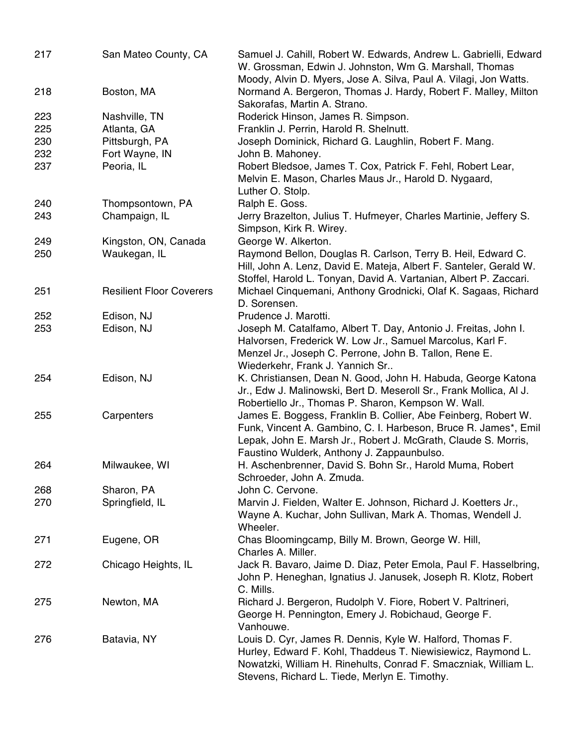| | | |
|---|---|---|
| 217 | San Mateo County, CA | Samuel J. Cahill, Robert W. Edwards, Andrew L. Gabrielli, Edward W. Grossman, Edwin J. Johnston, Wm G. Marshall, Thomas Moody, Alvin D. Myers, Jose A. Silva, Paul A. Vilagi, Jon Watts. |
| 218 | Boston, MA | Normand A. Bergeron, Thomas J. Hardy, Robert F. Malley, Milton Sakorafas, Martin A. Strano. |
| 223 | Nashville, TN | Roderick Hinson, James R. Simpson. |
| 225 | Atlanta, GA | Franklin J. Perrin, Harold R. Shelnutt. |
| 230 | Pittsburgh, PA | Joseph Dominick, Richard G. Laughlin, Robert F. Mang. |
| 232 | Fort Wayne, IN | John B. Mahoney. |
| 237 | Peoria, IL | Robert Bledsoe, James T. Cox, Patrick F. Fehl, Robert Lear, Melvin E. Mason, Charles Maus Jr., Harold D. Nygaard, Luther O. Stolp. |
| 240 | Thompsontown, PA | Ralph E. Goss. |
| 243 | Champaign, IL | Jerry Brazelton, Julius T. Hufmeyer, Charles Martinie, Jeffery S. Simpson, Kirk R. Wirey. |
| 249 | Kingston, ON, Canada | George W. Alkerton. |
| 250 | Waukegan, IL | Raymond Bellon, Douglas R. Carlson, Terry B. Heil, Edward C. Hill, John A. Lenz, David E. Mateja, Albert F. Santeler, Gerald W. Stoffel, Harold L. Tonyan, David A. Vartanian, Albert P. Zaccari. |
| 251 | Resilient Floor Coverers | Michael Cinquemani, Anthony Grodnicki, Olaf K. Sagaas, Richard D. Sorensen. |
| 252 | Edison, NJ | Prudence J. Marotti. |
| 253 | Edison, NJ | Joseph M. Catalfamo, Albert T. Day, Antonio J. Freitas, John I. Halvorsen, Frederick W. Low Jr., Samuel Marcolus, Karl F. Menzel Jr., Joseph C. Perrone, John B. Tallon, Rene E. Wiederkehr, Frank J. Yannich Sr.. |
| 254 | Edison, NJ | K. Christiansen, Dean N. Good, John H. Habuda, George Katona Jr., Edw J. Malinowski, Bert D. Meseroll Sr., Frank Mollica, Al J. Robertiello Jr., Thomas P. Sharon, Kempson W. Wall. |
| 255 | Carpenters | James E. Boggess, Franklin B. Collier, Abe Feinberg, Robert W. Funk, Vincent A. Gambino, C. I. Harbeson, Bruce R. James*, Emil Lepak, John E. Marsh Jr., Robert J. McGrath, Claude S. Morris, Faustino Wulderk, Anthony J. Zappaunbulso. |
| 264 | Milwaukee, WI | H. Aschenbrenner, David S. Bohn Sr., Harold Muma, Robert Schroeder, John A. Zmuda. |
| 268 | Sharon, PA | John C. Cervone. |
| 270 | Springfield, IL | Marvin J. Fielden, Walter E. Johnson, Richard J. Koetters Jr., Wayne A. Kuchar, John Sullivan, Mark A. Thomas, Wendell J. Wheeler. |
| 271 | Eugene, OR | Chas Bloomingcamp, Billy M. Brown, George W. Hill, Charles A. Miller. |
| 272 | Chicago Heights, IL | Jack R. Bavaro, Jaime D. Diaz, Peter Emola, Paul F. Hasselbring, John P. Heneghan, Ignatius J. Janusek, Joseph R. Klotz, Robert C. Mills. |
| 275 | Newton, MA | Richard J. Bergeron, Rudolph V. Fiore, Robert V. Paltrineri, George H. Pennington, Emery J. Robichaud, George F. Vanhouwe. |
| 276 | Batavia, NY | Louis D. Cyr, James R. Dennis, Kyle W. Halford, Thomas F. Hurley, Edward F. Kohl, Thaddeus T. Niewisiewicz, Raymond L. Nowatzki, William H. Rinehults, Conrad F. Smaczniak, William L. Stevens, Richard L. Tiede, Merlyn E. Timothy. |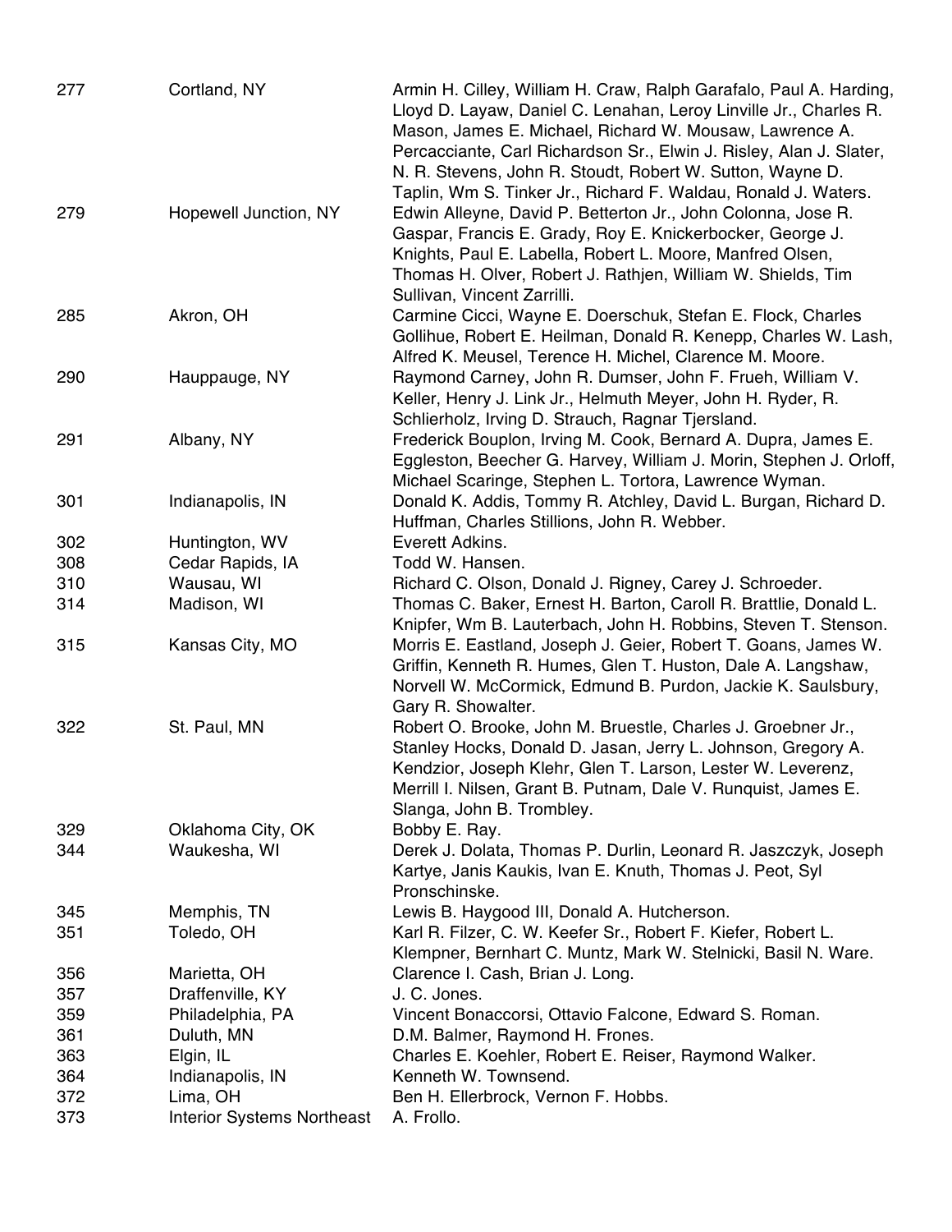| | | |
|---|---|---|
| 277 | Cortland, NY | Armin H. Cilley, William H. Craw, Ralph Garafalo, Paul A. Harding, Lloyd D. Layaw, Daniel C. Lenahan, Leroy Linville Jr., Charles R. Mason, James E. Michael, Richard W. Mousaw, Lawrence A. Percacciante, Carl Richardson Sr., Elwin J. Risley, Alan J. Slater, N. R. Stevens, John R. Stoudt, Robert W. Sutton, Wayne D. Taplin, Wm S. Tinker Jr., Richard F. Waldau, Ronald J. Waters. |
| 279 | Hopewell Junction, NY | Edwin Alleyne, David P. Betterton Jr., John Colonna, Jose R. Gaspar, Francis E. Grady, Roy E. Knickerbocker, George J. Knights, Paul E. Labella, Robert L. Moore, Manfred Olsen, Thomas H. Olver, Robert J. Rathjen, William W. Shields, Tim Sullivan, Vincent Zarrilli. |
| 285 | Akron, OH | Carmine Cicci, Wayne E. Doerschuk, Stefan E. Flock, Charles Gollihue, Robert E. Heilman, Donald R. Kenepp, Charles W. Lash, Alfred K. Meusel, Terence H. Michel, Clarence M. Moore. |
| 290 | Hauppauge, NY | Raymond Carney, John R. Dumser, John F. Frueh, William V. Keller, Henry J. Link Jr., Helmuth Meyer, John H. Ryder, R. Schlierholz, Irving D. Strauch, Ragnar Tjersland. |
| 291 | Albany, NY | Frederick Bouplon, Irving M. Cook, Bernard A. Dupra, James E. Eggleston, Beecher G. Harvey, William J. Morin, Stephen J. Orloff, Michael Scaringe, Stephen L. Tortora, Lawrence Wyman. |
| 301 | Indianapolis, IN | Donald K. Addis, Tommy R. Atchley, David L. Burgan, Richard D. Huffman, Charles Stillions, John R. Webber. |
| 302 | Huntington, WV | Everett Adkins. |
| 308 | Cedar Rapids, IA | Todd W. Hansen. |
| 310 | Wausau, WI | Richard C. Olson, Donald J. Rigney, Carey J. Schroeder. |
| 314 | Madison, WI | Thomas C. Baker, Ernest H. Barton, Caroll R. Brattlie, Donald L. Knipfer, Wm B. Lauterbach, John H. Robbins, Steven T. Stenson. |
| 315 | Kansas City, MO | Morris E. Eastland, Joseph J. Geier, Robert T. Goans, James W. Griffin, Kenneth R. Humes, Glen T. Huston, Dale A. Langshaw, Norvell W. McCormick, Edmund B. Purdon, Jackie K. Saulsbury, Gary R. Showalter. |
| 322 | St. Paul, MN | Robert O. Brooke, John M. Bruestle, Charles J. Groebner Jr., Stanley Hocks, Donald D. Jasan, Jerry L. Johnson, Gregory A. Kendzior, Joseph Klehr, Glen T. Larson, Lester W. Leverenz, Merrill I. Nilsen, Grant B. Putnam, Dale V. Runquist, James E. Slanga, John B. Trombley. |
| 329 | Oklahoma City, OK | Bobby E. Ray. |
| 344 | Waukesha, WI | Derek J. Dolata, Thomas P. Durlin, Leonard R. Jaszczyk, Joseph Kartye, Janis Kaukis, Ivan E. Knuth, Thomas J. Peot, Syl Pronschinske. |
| 345 | Memphis, TN | Lewis B. Haygood III, Donald A. Hutcherson. |
| 351 | Toledo, OH | Karl R. Filzer, C. W. Keefer Sr., Robert F. Kiefer, Robert L. Klempner, Bernhart C. Muntz, Mark W. Stelnicki, Basil N. Ware. |
| 356 | Marietta, OH | Clarence I. Cash, Brian J. Long. |
| 357 | Draffenville, KY | J. C. Jones. |
| 359 | Philadelphia, PA | Vincent Bonaccorsi, Ottavio Falcone, Edward S. Roman. |
| 361 | Duluth, MN | D.M. Balmer, Raymond H. Frones. |
| 363 | Elgin, IL | Charles E. Koehler, Robert E. Reiser, Raymond Walker. |
| 364 | Indianapolis, IN | Kenneth W. Townsend. |
| 372 | Lima, OH | Ben H. Ellerbrock, Vernon F. Hobbs. |
| 373 | Interior Systems Northeast | A. Frollo. |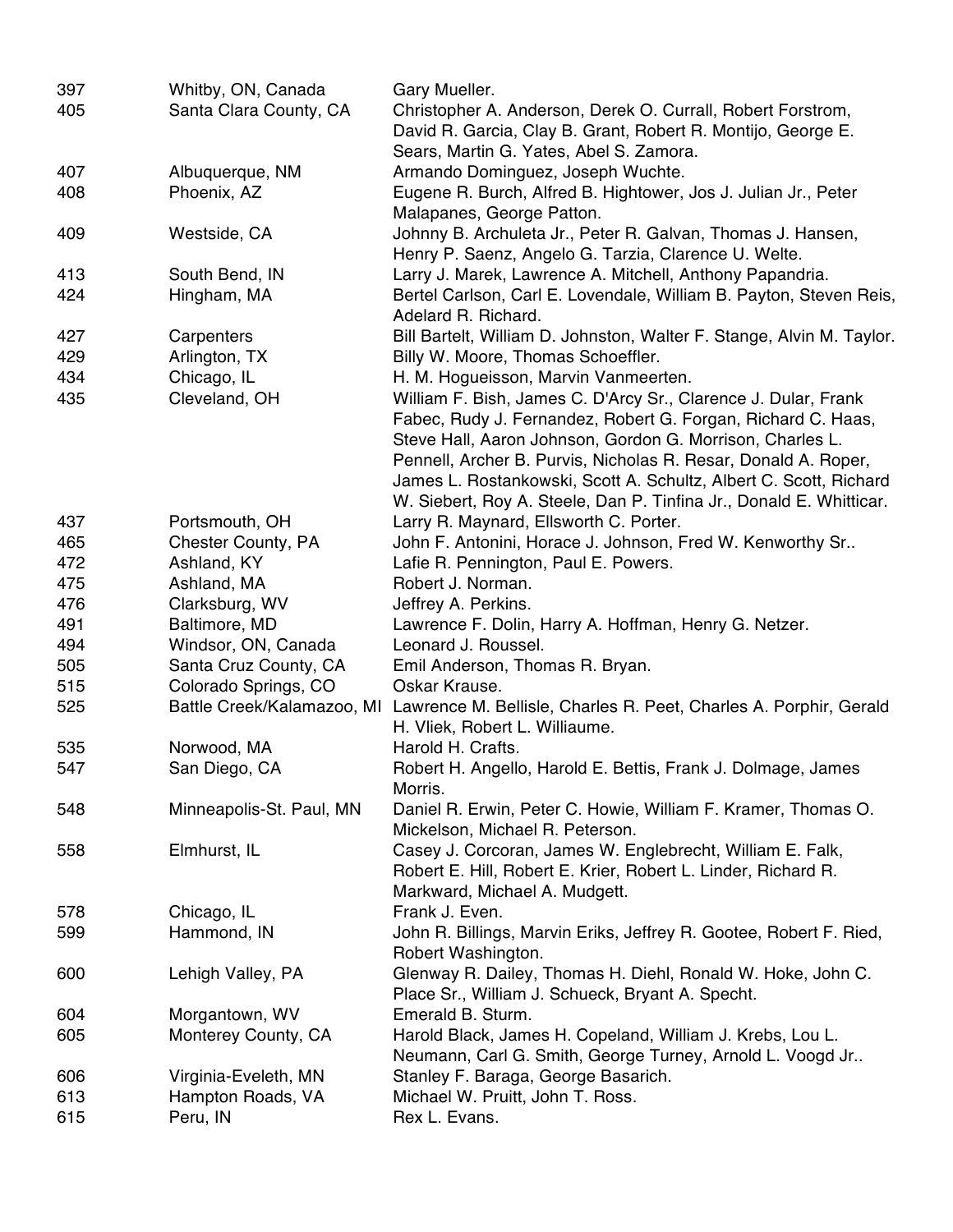| | | |
|---|---|---|
| 397 | Whitby, ON, Canada | Gary Mueller. |
| 405 | Santa Clara County, CA | Christopher A. Anderson, Derek O. Currall, Robert Forstrom, David R. Garcia, Clay B. Grant, Robert R. Montijo, George E. Sears, Martin G. Yates, Abel S. Zamora. |
| 407 | Albuquerque, NM | Armando Dominguez, Joseph Wuchte. |
| 408 | Phoenix, AZ | Eugene R. Burch, Alfred B. Hightower, Jos J. Julian Jr., Peter Malapanes, George Patton. |
| 409 | Westside, CA | Johnny B. Archuleta Jr., Peter R. Galvan, Thomas J. Hansen, Henry P. Saenz, Angelo G. Tarzia, Clarence U. Welte. |
| 413 | South Bend, IN | Larry J. Marek, Lawrence A. Mitchell, Anthony Papandria. |
| 424 | Hingham, MA | Bertel Carlson, Carl E. Lovendale, William B. Payton, Steven Reis, Adelard R. Richard. |
| 427 | Carpenters | Bill Bartelt, William D. Johnston, Walter F. Stange, Alvin M. Taylor. |
| 429 | Arlington, TX | Billy W. Moore, Thomas Schoeffler. |
| 434 | Chicago, IL | H. M. Hogueisson, Marvin Vanmeerten. |
| 435 | Cleveland, OH | William F. Bish, James C. D'Arcy Sr., Clarence J. Dular, Frank Fabec, Rudy J. Fernandez, Robert G. Forgan, Richard C. Haas, Steve Hall, Aaron Johnson, Gordon G. Morrison, Charles L. Pennell, Archer B. Purvis, Nicholas R. Resar, Donald A. Roper, James L. Rostankowski, Scott A. Schultz, Albert C. Scott, Richard W. Siebert, Roy A. Steele, Dan P. Tinfina Jr., Donald E. Whitticar. |
| 437 | Portsmouth, OH | Larry R. Maynard, Ellsworth C. Porter. |
| 465 | Chester County, PA | John F. Antonini, Horace J. Johnson, Fred W. Kenworthy Sr.. |
| 472 | Ashland, KY | Lafie R. Pennington, Paul E. Powers. |
| 475 | Ashland, MA | Robert J. Norman. |
| 476 | Clarksburg, WV | Jeffrey A. Perkins. |
| 491 | Baltimore, MD | Lawrence F. Dolin, Harry A. Hoffman, Henry G. Netzer. |
| 494 | Windsor, ON, Canada | Leonard J. Roussel. |
| 505 | Santa Cruz County, CA | Emil Anderson, Thomas R. Bryan. |
| 515 | Colorado Springs, CO | Oskar Krause. |
| 525 | Battle Creek/Kalamazoo, MI | Lawrence M. Bellisle, Charles R. Peet, Charles A. Porphir, Gerald H. Vliek, Robert L. Williaume. |
| 535 | Norwood, MA | Harold H. Crafts. |
| 547 | San Diego, CA | Robert H. Angello, Harold E. Bettis, Frank J. Dolmage, James Morris. |
| 548 | Minneapolis-St. Paul, MN | Daniel R. Erwin, Peter C. Howie, William F. Kramer, Thomas O. Mickelson, Michael R. Peterson. |
| 558 | Elmhurst, IL | Casey J. Corcoran, James W. Englebrecht, William E. Falk, Robert E. Hill, Robert E. Krier, Robert L. Linder, Richard R. Markward, Michael A. Mudgett. |
| 578 | Chicago, IL | Frank J. Even. |
| 599 | Hammond, IN | John R. Billings, Marvin Eriks, Jeffrey R. Gootee, Robert F. Ried, Robert Washington. |
| 600 | Lehigh Valley, PA | Glenway R. Dailey, Thomas H. Diehl, Ronald W. Hoke, John C. Place Sr., William J. Schueck, Bryant A. Specht. |
| 604 | Morgantown, WV | Emerald B. Sturm. |
| 605 | Monterey County, CA | Harold Black, James H. Copeland, William J. Krebs, Lou L. Neumann, Carl G. Smith, George Turney, Arnold L. Voogd Jr.. |
| 606 | Virginia-Eveleth, MN | Stanley F. Baraga, George Basarich. |
| 613 | Hampton Roads, VA | Michael W. Pruitt, John T. Ross. |
| 615 | Peru, IN | Rex L. Evans. |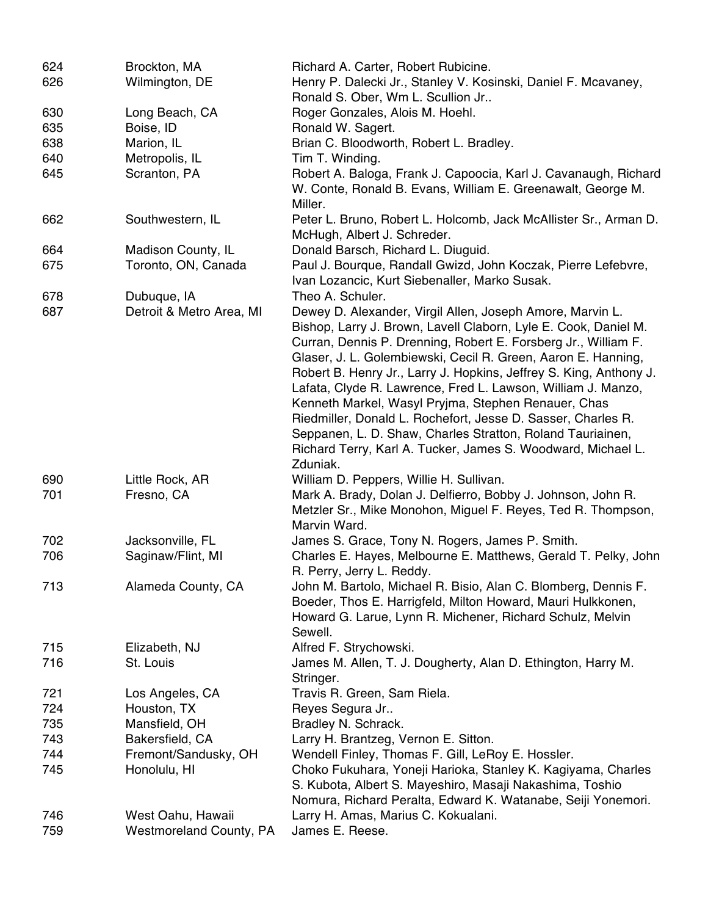| | | |
|---|---|---|
| 624 | Brockton, MA | Richard A. Carter, Robert Rubicine. |
| 626 | Wilmington, DE | Henry P. Dalecki Jr., Stanley V. Kosinski, Daniel F. Mcavaney, Ronald S. Ober, Wm L. Scullion Jr.. |
| 630 | Long Beach, CA | Roger Gonzales, Alois M. Hoehl. |
| 635 | Boise, ID | Ronald W. Sagert. |
| 638 | Marion, IL | Brian C. Bloodworth, Robert L. Bradley. |
| 640 | Metropolis, IL | Tim T. Winding. |
| 645 | Scranton, PA | Robert A. Baloga, Frank J. Capoocia, Karl J. Cavanaugh, Richard W. Conte, Ronald B. Evans, William E. Greenawalt, George M. Miller. |
| 662 | Southwestern, IL | Peter L. Bruno, Robert L. Holcomb, Jack McAllister Sr., Arman D. McHugh, Albert J. Schreder. |
| 664 | Madison County, IL | Donald Barsch, Richard L. Diuguid. |
| 675 | Toronto, ON, Canada | Paul J. Bourque, Randall Gwizd, John Koczak, Pierre Lefebvre, Ivan Lozancic, Kurt Siebenaller, Marko Susak. |
| 678 | Dubuque, IA | Theo A. Schuler. |
| 687 | Detroit & Metro Area, MI | Dewey D. Alexander, Virgil Allen, Joseph Amore, Marvin L. Bishop, Larry J. Brown, Lavell Claborn, Lyle E. Cook, Daniel M. Curran, Dennis P. Drenning, Robert E. Forsberg Jr., William F. Glaser, J. L. Golembiewski, Cecil R. Green, Aaron E. Hanning, Robert B. Henry Jr., Larry J. Hopkins, Jeffrey S. King, Anthony J. Lafata, Clyde R. Lawrence, Fred L. Lawson, William J. Manzo, Kenneth Markel, Wasyl Pryjma, Stephen Renauer, Chas Riedmiller, Donald L. Rochefort, Jesse D. Sasser, Charles R. Seppanen, L. D. Shaw, Charles Stratton, Roland Tauriainen, Richard Terry, Karl A. Tucker, James S. Woodward, Michael L. Zduniak. |
| 690 | Little Rock, AR | William D. Peppers, Willie H. Sullivan. |
| 701 | Fresno, CA | Mark A. Brady, Dolan J. Delfierro, Bobby J. Johnson, John R. Metzler Sr., Mike Monohon, Miguel F. Reyes, Ted R. Thompson, Marvin Ward. |
| 702 | Jacksonville, FL | James S. Grace, Tony N. Rogers, James P. Smith. |
| 706 | Saginaw/Flint, MI | Charles E. Hayes, Melbourne E. Matthews, Gerald T. Pelky, John R. Perry, Jerry L. Reddy. |
| 713 | Alameda County, CA | John M. Bartolo, Michael R. Bisio, Alan C. Blomberg, Dennis F. Boeder, Thos E. Harrigfeld, Milton Howard, Mauri Hulkkonen, Howard G. Larue, Lynn R. Michener, Richard Schulz, Melvin Sewell. |
| 715 | Elizabeth, NJ | Alfred F. Strychowski. |
| 716 | St. Louis | James M. Allen, T. J. Dougherty, Alan D. Ethington, Harry M. Stringer. |
| 721 | Los Angeles, CA | Travis R. Green, Sam Riela. |
| 724 | Houston, TX | Reyes Segura Jr.. |
| 735 | Mansfield, OH | Bradley N. Schrack. |
| 743 | Bakersfield, CA | Larry H. Brantzeg, Vernon E. Sitton. |
| 744 | Fremont/Sandusky, OH | Wendell Finley, Thomas F. Gill, LeRoy E. Hossler. |
| 745 | Honolulu, HI | Choko Fukuhara, Yoneji Harioka, Stanley K. Kagiyama, Charles S. Kubota, Albert S. Mayeshiro, Masaji Nakashima, Toshio Nomura, Richard Peralta, Edward K. Watanabe, Seiji Yonemori. |
| 746 | West Oahu, Hawaii | Larry H. Amas, Marius C. Kokualani. |
| 759 | Westmoreland County, PA | James E. Reese. |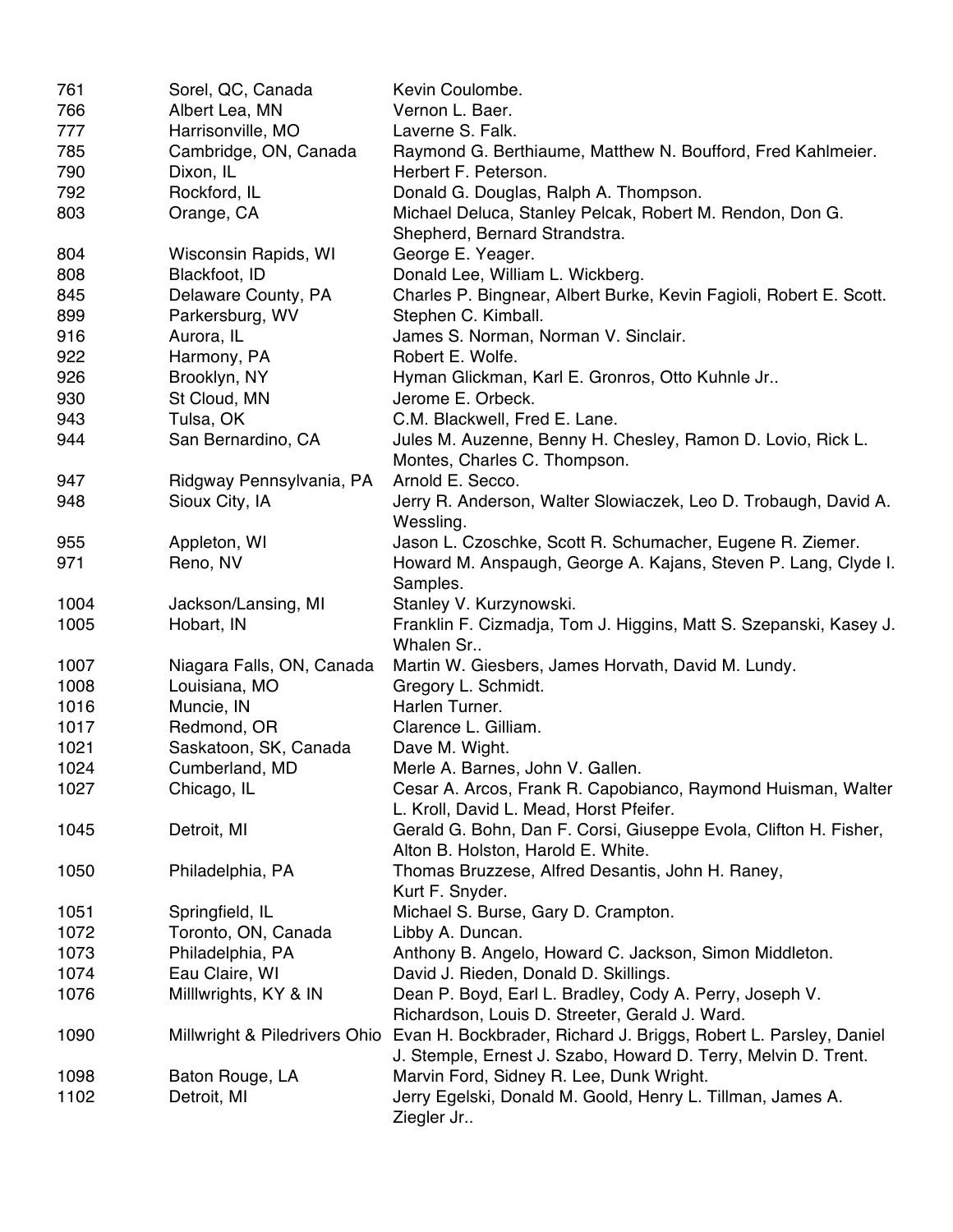| | | |
|---|---|---|
| 761 | Sorel, QC, Canada | Kevin Coulombe. |
| 766 | Albert Lea, MN | Vernon L. Baer. |
| 777 | Harrisonville, MO | Laverne S. Falk. |
| 785 | Cambridge, ON, Canada | Raymond G. Berthiaume, Matthew N. Boufford, Fred Kahlmeier. |
| 790 | Dixon, IL | Herbert F. Peterson. |
| 792 | Rockford, IL | Donald G. Douglas, Ralph A. Thompson. |
| 803 | Orange, CA | Michael Deluca, Stanley Pelcak, Robert M. Rendon, Don G. Shepherd, Bernard Strandstra. |
| 804 | Wisconsin Rapids, WI | George E. Yeager. |
| 808 | Blackfoot, ID | Donald Lee, William L. Wickberg. |
| 845 | Delaware County, PA | Charles P. Bingnear, Albert Burke, Kevin Fagioli, Robert E. Scott. |
| 899 | Parkersburg, WV | Stephen C. Kimball. |
| 916 | Aurora, IL | James S. Norman, Norman V. Sinclair. |
| 922 | Harmony, PA | Robert E. Wolfe. |
| 926 | Brooklyn, NY | Hyman Glickman, Karl E. Gronros, Otto Kuhnle Jr.. |
| 930 | St Cloud, MN | Jerome E. Orbeck. |
| 943 | Tulsa, OK | C.M. Blackwell, Fred E. Lane. |
| 944 | San Bernardino, CA | Jules M. Auzenne, Benny H. Chesley, Ramon D. Lovio, Rick L. Montes, Charles C. Thompson. |
| 947 | Ridgway Pennsylvania, PA | Arnold E. Secco. |
| 948 | Sioux City, IA | Jerry R. Anderson, Walter Slowiaczek, Leo D. Trobaugh, David A. Wessling. |
| 955 | Appleton, WI | Jason L. Czoschke, Scott R. Schumacher, Eugene R. Ziemer. |
| 971 | Reno, NV | Howard M. Anspaugh, George A. Kajans, Steven P. Lang, Clyde I. Samples. |
| 1004 | Jackson/Lansing, MI | Stanley V. Kurzynowski. |
| 1005 | Hobart, IN | Franklin F. Cizmadja, Tom J. Higgins, Matt S. Szepanski, Kasey J. Whalen Sr.. |
| 1007 | Niagara Falls, ON, Canada | Martin W. Giesbers, James Horvath, David M. Lundy. |
| 1008 | Louisiana, MO | Gregory L. Schmidt. |
| 1016 | Muncie, IN | Harlen Turner. |
| 1017 | Redmond, OR | Clarence L. Gilliam. |
| 1021 | Saskatoon, SK, Canada | Dave M. Wight. |
| 1024 | Cumberland, MD | Merle A. Barnes, John V. Gallen. |
| 1027 | Chicago, IL | Cesar A. Arcos, Frank R. Capobianco, Raymond Huisman, Walter L. Kroll, David L. Mead, Horst Pfeifer. |
| 1045 | Detroit, MI | Gerald G. Bohn, Dan F. Corsi, Giuseppe Evola, Clifton H. Fisher, Alton B. Holston, Harold E. White. |
| 1050 | Philadelphia, PA | Thomas Bruzzese, Alfred Desantis, John H. Raney, Kurt F. Snyder. |
| 1051 | Springfield, IL | Michael S. Burse, Gary D. Crampton. |
| 1072 | Toronto, ON, Canada | Libby A. Duncan. |
| 1073 | Philadelphia, PA | Anthony B. Angelo, Howard C. Jackson, Simon Middleton. |
| 1074 | Eau Claire, WI | David J. Rieden, Donald D. Skillings. |
| 1076 | Milllwrights, KY & IN | Dean P. Boyd, Earl L. Bradley, Cody A. Perry, Joseph V. Richardson, Louis D. Streeter, Gerald J. Ward. |
| 1090 | Millwright & Piledrivers Ohio | Evan H. Bockbrader, Richard J. Briggs, Robert L. Parsley, Daniel J. Stemple, Ernest J. Szabo, Howard D. Terry, Melvin D. Trent. |
| 1098 | Baton Rouge, LA | Marvin Ford, Sidney R. Lee, Dunk Wright. |
| 1102 | Detroit, MI | Jerry Egelski, Donald M. Goold, Henry L. Tillman, James A. Ziegler Jr.. |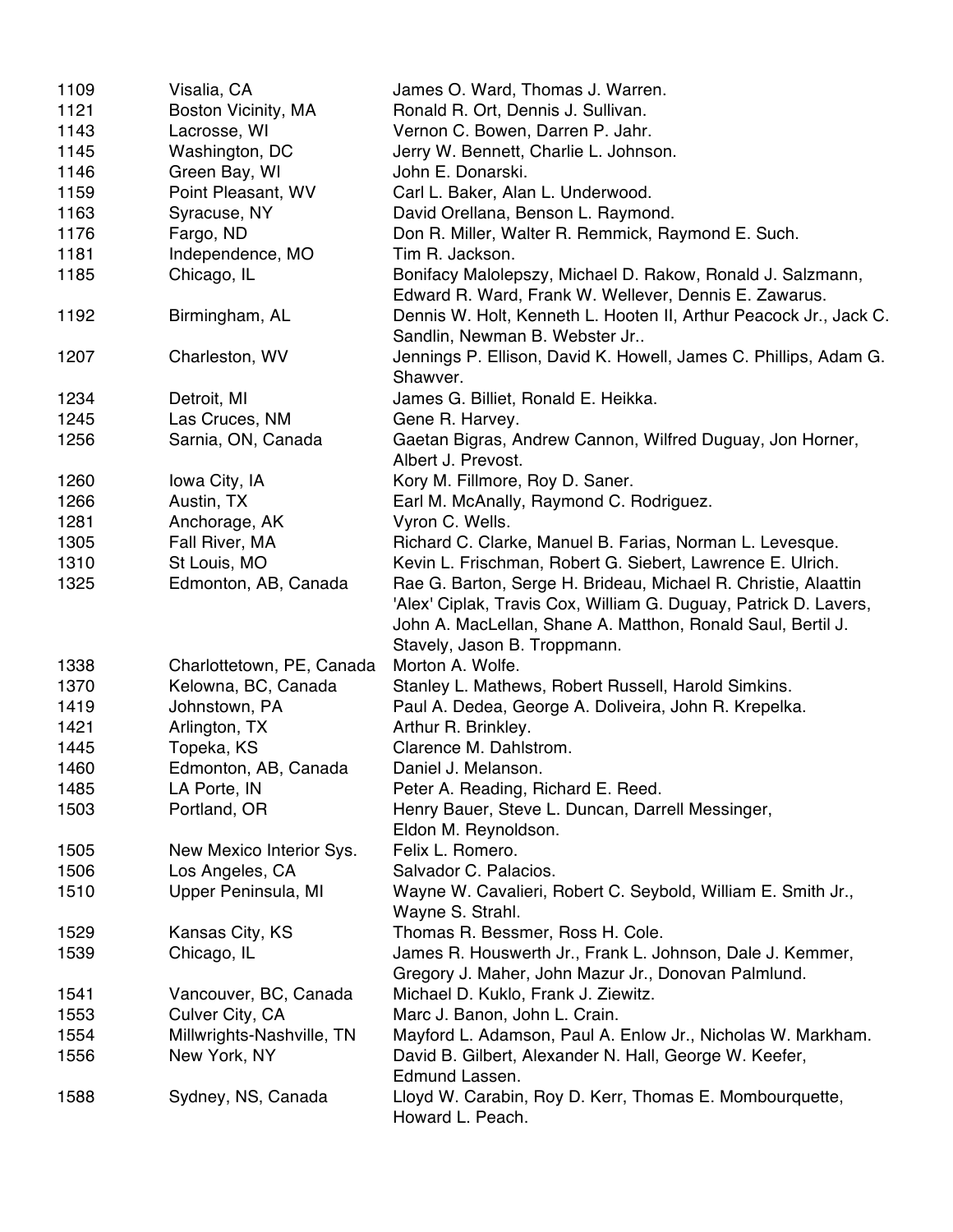| | | |
|---|---|---|
| 1109 | Visalia, CA | James O. Ward, Thomas J. Warren. |
| 1121 | Boston Vicinity, MA | Ronald R. Ort, Dennis J. Sullivan. |
| 1143 | Lacrosse, WI | Vernon C. Bowen, Darren P. Jahr. |
| 1145 | Washington, DC | Jerry W. Bennett, Charlie L. Johnson. |
| 1146 | Green Bay, WI | John E. Donarski. |
| 1159 | Point Pleasant, WV | Carl L. Baker, Alan L. Underwood. |
| 1163 | Syracuse, NY | David Orellana, Benson L. Raymond. |
| 1176 | Fargo, ND | Don R. Miller, Walter R. Remmick, Raymond E. Such. |
| 1181 | Independence, MO | Tim R. Jackson. |
| 1185 | Chicago, IL | Bonifacy Malolepszy, Michael D. Rakow, Ronald J. Salzmann, Edward R. Ward, Frank W. Wellever, Dennis E. Zawarus. |
| 1192 | Birmingham, AL | Dennis W. Holt, Kenneth L. Hooten II, Arthur Peacock Jr., Jack C. Sandlin, Newman B. Webster Jr.. |
| 1207 | Charleston, WV | Jennings P. Ellison, David K. Howell, James C. Phillips, Adam G. Shawver. |
| 1234 | Detroit, MI | James G. Billiet, Ronald E. Heikka. |
| 1245 | Las Cruces, NM | Gene R. Harvey. |
| 1256 | Sarnia, ON, Canada | Gaetan Bigras, Andrew Cannon, Wilfred Duguay, Jon Horner, Albert J. Prevost. |
| 1260 | Iowa City, IA | Kory M. Fillmore, Roy D. Saner. |
| 1266 | Austin, TX | Earl M. McAnally, Raymond C. Rodriguez. |
| 1281 | Anchorage, AK | Vyron C. Wells. |
| 1305 | Fall River, MA | Richard C. Clarke, Manuel B. Farias, Norman L. Levesque. |
| 1310 | St Louis, MO | Kevin L. Frischman, Robert G. Siebert, Lawrence E. Ulrich. |
| 1325 | Edmonton, AB, Canada | Rae G. Barton, Serge H. Brideau, Michael R. Christie, Alaattin 'Alex' Ciplak, Travis Cox, William G. Duguay, Patrick D. Lavers, John A. MacLellan, Shane A. Matthon, Ronald Saul, Bertil J. Stavely, Jason B. Troppmann. |
| 1338 | Charlottetown, PE, Canada | Morton A. Wolfe. |
| 1370 | Kelowna, BC, Canada | Stanley L. Mathews, Robert Russell, Harold Simkins. |
| 1419 | Johnstown, PA | Paul A. Dedea, George A. Doliveira, John R. Krepelka. |
| 1421 | Arlington, TX | Arthur R. Brinkley. |
| 1445 | Topeka, KS | Clarence M. Dahlstrom. |
| 1460 | Edmonton, AB, Canada | Daniel J. Melanson. |
| 1485 | LA Porte, IN | Peter A. Reading, Richard E. Reed. |
| 1503 | Portland, OR | Henry Bauer, Steve L. Duncan, Darrell Messinger, Eldon M. Reynoldson. |
| 1505 | New Mexico Interior Sys. | Felix L. Romero. |
| 1506 | Los Angeles, CA | Salvador C. Palacios. |
| 1510 | Upper Peninsula, MI | Wayne W. Cavalieri, Robert C. Seybold, William E. Smith Jr., Wayne S. Strahl. |
| 1529 | Kansas City, KS | Thomas R. Bessmer, Ross H. Cole. |
| 1539 | Chicago, IL | James R. Houswerth Jr., Frank L. Johnson, Dale J. Kemmer, Gregory J. Maher, John Mazur Jr., Donovan Palmlund. |
| 1541 | Vancouver, BC, Canada | Michael D. Kuklo, Frank J. Ziewitz. |
| 1553 | Culver City, CA | Marc J. Banon, John L. Crain. |
| 1554 | Millwrights-Nashville, TN | Mayford L. Adamson, Paul A. Enlow Jr., Nicholas W. Markham. |
| 1556 | New York, NY | David B. Gilbert, Alexander N. Hall, George W. Keefer, Edmund Lassen. |
| 1588 | Sydney, NS, Canada | Lloyd W. Carabin, Roy D. Kerr, Thomas E. Mombourquette, Howard L. Peach. |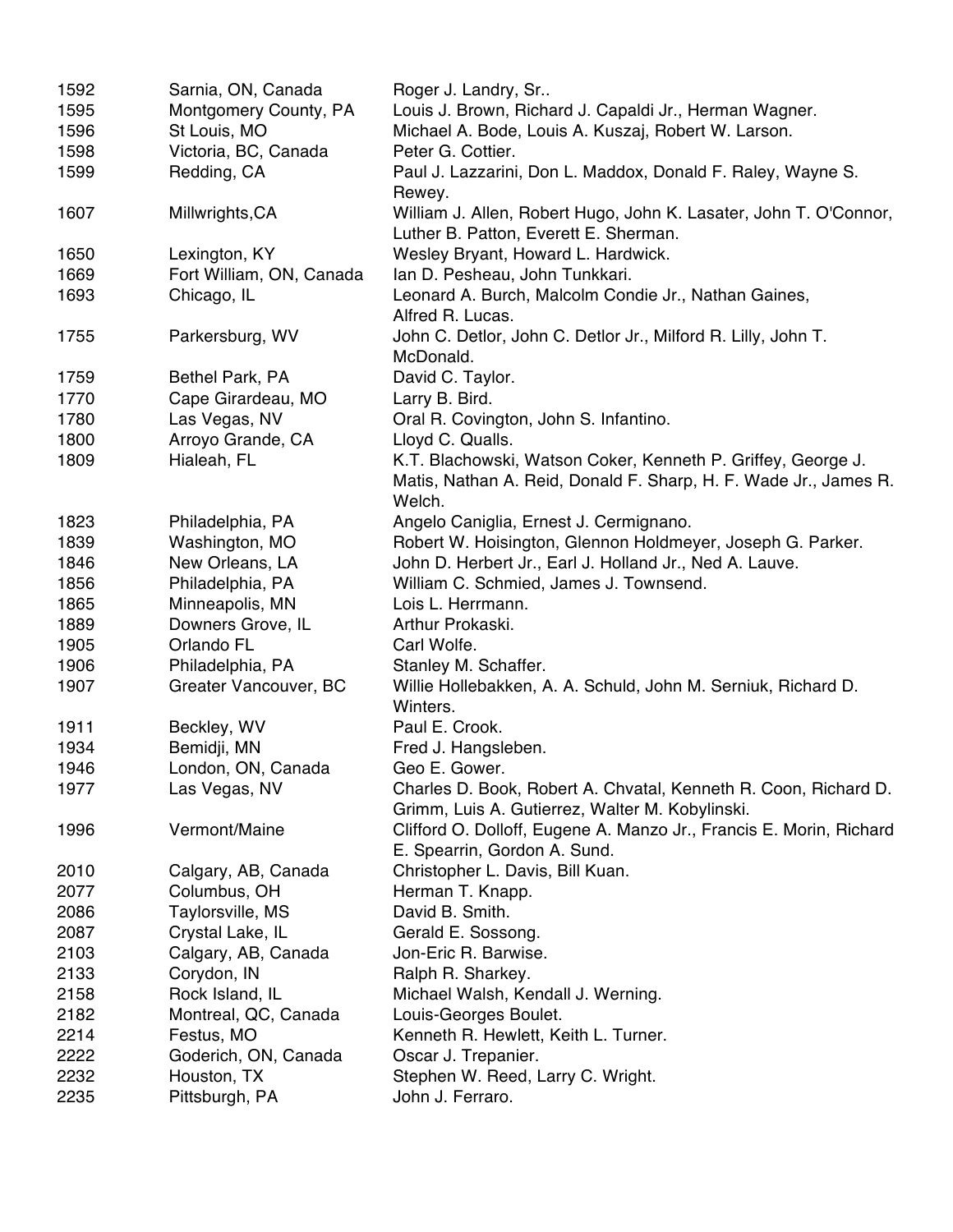| | | |
|---|---|---|
| 1592 | Sarnia, ON, Canada | Roger J. Landry, Sr.. |
| 1595 | Montgomery County, PA | Louis J. Brown, Richard J. Capaldi Jr., Herman Wagner. |
| 1596 | St Louis, MO | Michael A. Bode, Louis A. Kuszaj, Robert W. Larson. |
| 1598 | Victoria, BC, Canada | Peter G. Cottier. |
| 1599 | Redding, CA | Paul J. Lazzarini, Don L. Maddox, Donald F. Raley, Wayne S. Rewey. |
| 1607 | Millwrights,CA | William J. Allen, Robert Hugo, John K. Lasater, John T. O'Connor, Luther B. Patton, Everett E. Sherman. |
| 1650 | Lexington, KY | Wesley Bryant, Howard L. Hardwick. |
| 1669 | Fort William, ON, Canada | Ian D. Pesheau, John Tunkkari. |
| 1693 | Chicago, IL | Leonard A. Burch, Malcolm Condie Jr., Nathan Gaines, Alfred R. Lucas. |
| 1755 | Parkersburg, WV | John C. Detlor, John C. Detlor Jr., Milford R. Lilly, John T. McDonald. |
| 1759 | Bethel Park, PA | David C. Taylor. |
| 1770 | Cape Girardeau, MO | Larry B. Bird. |
| 1780 | Las Vegas, NV | Oral R. Covington, John S. Infantino. |
| 1800 | Arroyo Grande, CA | Lloyd C. Qualls. |
| 1809 | Hialeah, FL | K.T. Blachowski, Watson Coker, Kenneth P. Griffey, George J. Matis, Nathan A. Reid, Donald F. Sharp, H. F. Wade Jr., James R. Welch. |
| 1823 | Philadelphia, PA | Angelo Caniglia, Ernest J. Cermignano. |
| 1839 | Washington, MO | Robert W. Hoisington, Glennon Holdmeyer, Joseph G. Parker. |
| 1846 | New Orleans, LA | John D. Herbert Jr., Earl J. Holland Jr., Ned A. Lauve. |
| 1856 | Philadelphia, PA | William C. Schmied, James J. Townsend. |
| 1865 | Minneapolis, MN | Lois L. Herrmann. |
| 1889 | Downers Grove, IL | Arthur Prokaski. |
| 1905 | Orlando FL | Carl Wolfe. |
| 1906 | Philadelphia, PA | Stanley M. Schaffer. |
| 1907 | Greater Vancouver, BC | Willie Hollebakken, A. A. Schuld, John M. Serniuk, Richard D. Winters. |
| 1911 | Beckley, WV | Paul E. Crook. |
| 1934 | Bemidji, MN | Fred J. Hangsleben. |
| 1946 | London, ON, Canada | Geo E. Gower. |
| 1977 | Las Vegas, NV | Charles D. Book, Robert A. Chvatal, Kenneth R. Coon, Richard D. Grimm, Luis A. Gutierrez, Walter M. Kobylinski. |
| 1996 | Vermont/Maine | Clifford O. Dolloff, Eugene A. Manzo Jr., Francis E. Morin, Richard E. Spearrin, Gordon A. Sund. |
| 2010 | Calgary, AB, Canada | Christopher L. Davis, Bill Kuan. |
| 2077 | Columbus, OH | Herman T. Knapp. |
| 2086 | Taylorsville, MS | David B. Smith. |
| 2087 | Crystal Lake, IL | Gerald E. Sossong. |
| 2103 | Calgary, AB, Canada | Jon-Eric R. Barwise. |
| 2133 | Corydon, IN | Ralph R. Sharkey. |
| 2158 | Rock Island, IL | Michael Walsh, Kendall J. Werning. |
| 2182 | Montreal, QC, Canada | Louis-Georges Boulet. |
| 2214 | Festus, MO | Kenneth R. Hewlett, Keith L. Turner. |
| 2222 | Goderich, ON, Canada | Oscar J. Trepanier. |
| 2232 | Houston, TX | Stephen W. Reed, Larry C. Wright. |
| 2235 | Pittsburgh, PA | John J. Ferraro. |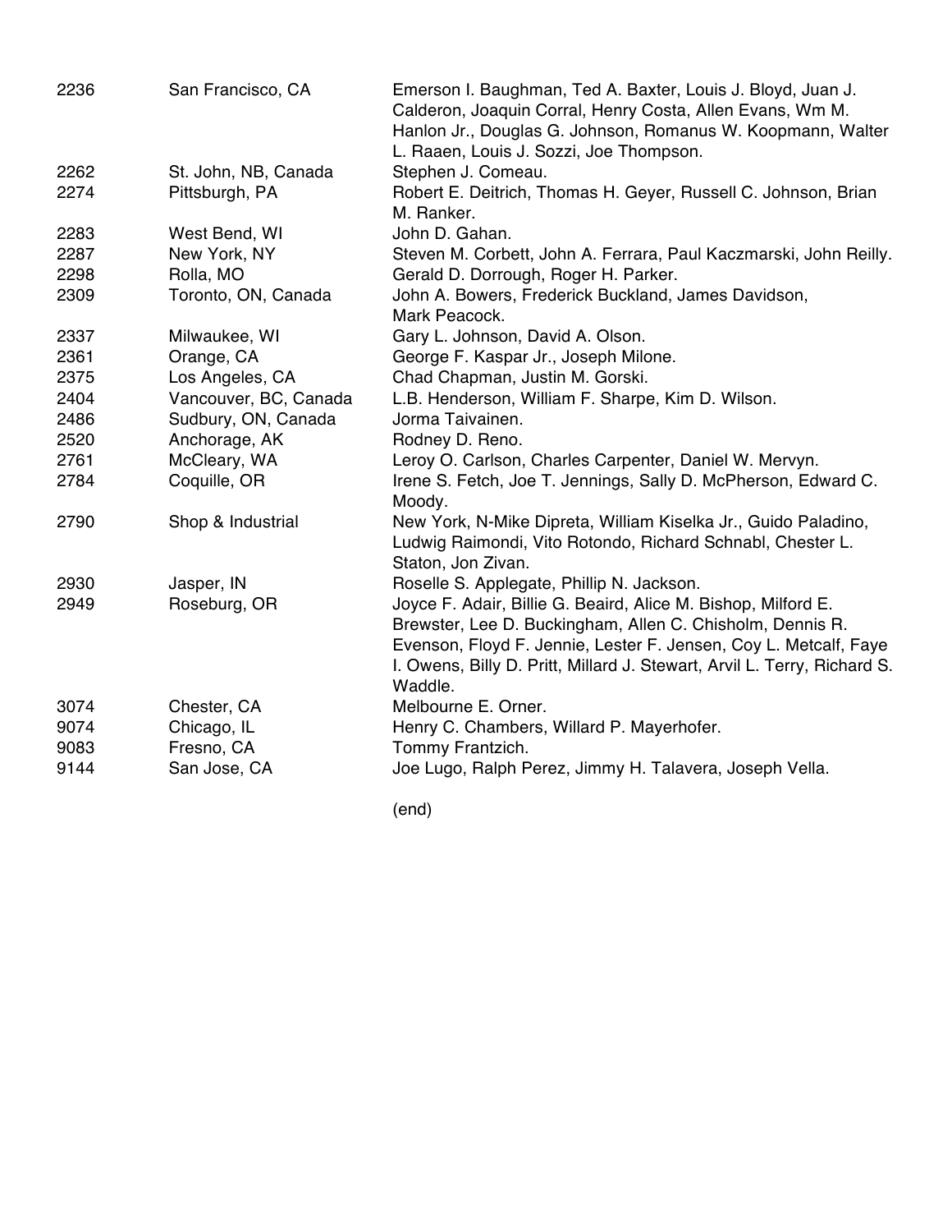| | | |
|---|---|---|
| 2236 | San Francisco, CA | Emerson I. Baughman, Ted A. Baxter, Louis J. Bloyd, Juan J. Calderon, Joaquin Corral, Henry Costa, Allen Evans, Wm M. Hanlon Jr., Douglas G. Johnson, Romanus W. Koopmann, Walter L. Raaen, Louis J. Sozzi, Joe Thompson. |
| 2262 | St. John, NB, Canada | Stephen J. Comeau. |
| 2274 | Pittsburgh, PA | Robert E. Deitrich, Thomas H. Geyer, Russell C. Johnson, Brian M. Ranker. |
| 2283 | West Bend, WI | John D. Gahan. |
| 2287 | New York, NY | Steven M. Corbett, John A. Ferrara, Paul Kaczmarski, John Reilly. |
| 2298 | Rolla, MO | Gerald D. Dorrough, Roger H. Parker. |
| 2309 | Toronto, ON, Canada | John A. Bowers, Frederick Buckland, James Davidson, Mark Peacock. |
| 2337 | Milwaukee, WI | Gary L. Johnson, David A. Olson. |
| 2361 | Orange, CA | George F. Kaspar Jr., Joseph Milone. |
| 2375 | Los Angeles, CA | Chad Chapman, Justin M. Gorski. |
| 2404 | Vancouver, BC, Canada | L.B. Henderson, William F. Sharpe, Kim D. Wilson. |
| 2486 | Sudbury, ON, Canada | Jorma Taivainen. |
| 2520 | Anchorage, AK | Rodney D. Reno. |
| 2761 | McCleary, WA | Leroy O. Carlson, Charles Carpenter, Daniel W. Mervyn. |
| 2784 | Coquille, OR | Irene S. Fetch, Joe T. Jennings, Sally D. McPherson, Edward C. Moody. |
| 2790 | Shop & Industrial | New York, N-Mike Dipreta, William Kiselka Jr., Guido Paladino, Ludwig Raimondi, Vito Rotondo, Richard Schnabl, Chester L. Staton, Jon Zivan. |
| 2930 | Jasper, IN | Roselle S. Applegate, Phillip N. Jackson. |
| 2949 | Roseburg, OR | Joyce F. Adair, Billie G. Beaird, Alice M. Bishop, Milford E. Brewster, Lee D. Buckingham, Allen C. Chisholm, Dennis R. Evenson, Floyd F. Jennie, Lester F. Jensen, Coy L. Metcalf, Faye I. Owens, Billy D. Pritt, Millard J. Stewart, Arvil L. Terry, Richard S. Waddle. |
| 3074 | Chester, CA | Melbourne E. Orner. |
| 9074 | Chicago, IL | Henry C. Chambers, Willard P. Mayerhofer. |
| 9083 | Fresno, CA | Tommy Frantzich. |
| 9144 | San Jose, CA | Joe Lugo, Ralph Perez, Jimmy H. Talavera, Joseph Vella. |

(end)